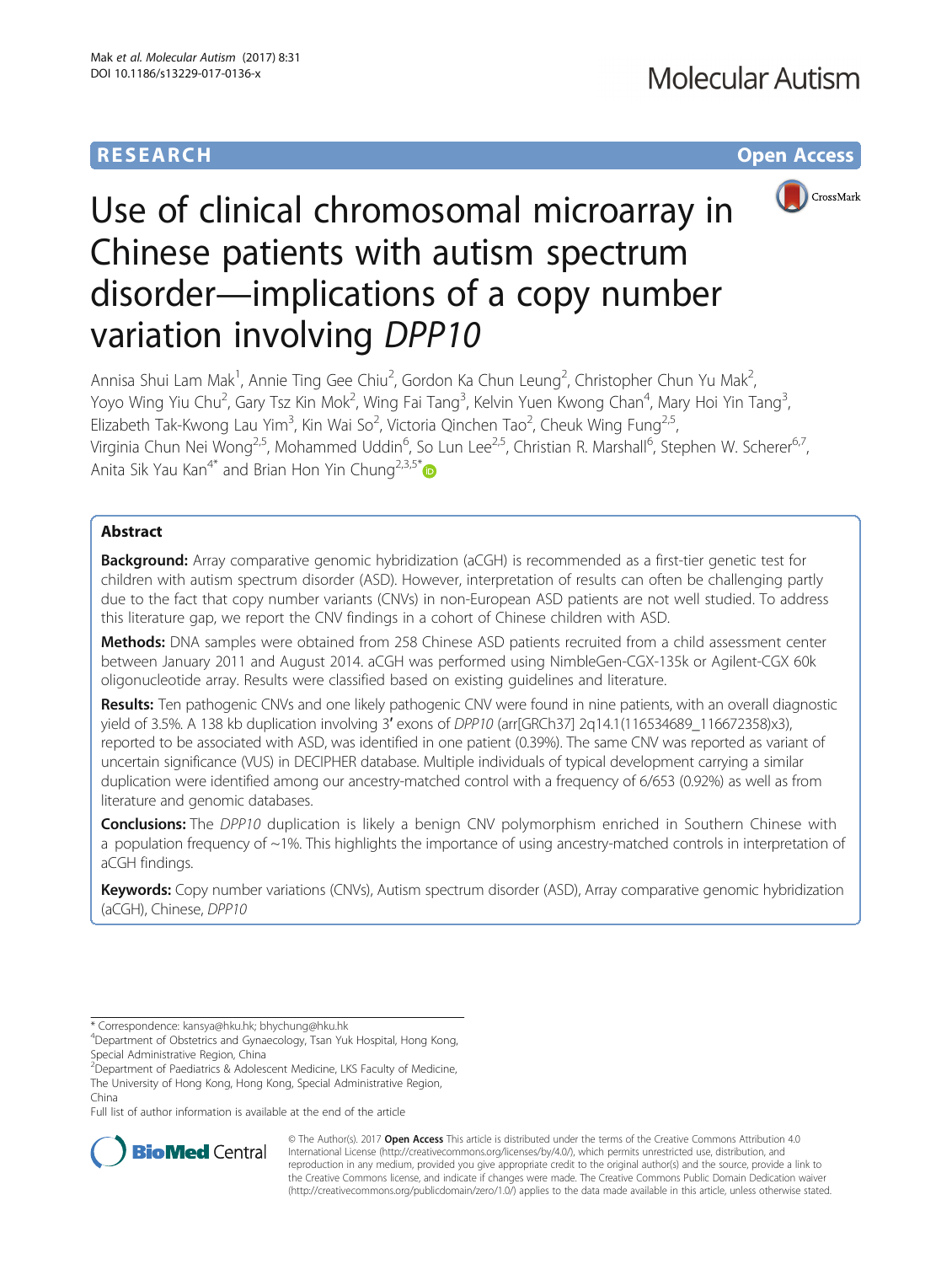RESEARCH

Open Access

# Use of clinical chromosomal microarray in Chinese patients with autism spectrum disorder—implications of a copy number variation involving *DPP10*

Annisa Shui Lam Mak[1], Annie Ting Gee Chiu[2], Gordon Ka Chun Leung[2], Christopher Chun Yu Mak[2], Yoyo Wing Yiu Chu[2], Gary Tsz Kin Mok[2], Wing Fai Tang[3], Kelvin Yuen Kwong Chan[4], Mary Hoi Yin Tang[3], Elizabeth Tak-Kwong Lau Yim[3], Kin Wai So[2], Victoria Qinchen Tao[2], Cheuk Wing Fung[2,5], Virginia Chun Nei Wong[2,5], Mohammed Uddin[6], So Lun Lee[2,5], Christian R. Marshall[6], Stephen W. Scherer[6,7], Anita Sik Yau Kan[4*] and Brian Hon Yin Chung[2,3,5*]

## Abstract

**Background:** Array comparative genomic hybridization (aCGH) is recommended as a first-tier genetic test for children with autism spectrum disorder (ASD). However, interpretation of results can often be challenging partly due to the fact that copy number variants (CNVs) in non-European ASD patients are not well studied. To address this literature gap, we report the CNV findings in a cohort of Chinese children with ASD.

**Methods:** DNA samples were obtained from 258 Chinese ASD patients recruited from a child assessment center between January 2011 and August 2014. aCGH was performed using NimbleGen-CGX-135k or Agilent-CGX 60k oligonucleotide array. Results were classified based on existing guidelines and literature.

**Results:** Ten pathogenic CNVs and one likely pathogenic CNV were found in nine patients, with an overall diagnostic yield of 3.5%. A 138 kb duplication involving 3′ exons of *DPP10* (arr[GRCh37] 2q14.1(116534689_116672358)x3), reported to be associated with ASD, was identified in one patient (0.39%). The same CNV was reported as variant of uncertain significance (VUS) in DECIPHER database. Multiple individuals of typical development carrying a similar duplication were identified among our ancestry-matched control with a frequency of 6/653 (0.92%) as well as from literature and genomic databases.

**Conclusions:** The *DPP10* duplication is likely a benign CNV polymorphism enriched in Southern Chinese with a population frequency of ~1%. This highlights the importance of using ancestry-matched controls in interpretation of aCGH findings.

**Keywords:** Copy number variations (CNVs), Autism spectrum disorder (ASD), Array comparative genomic hybridization (aCGH), Chinese, *DPP10*

* Correspondence: kansya@hku.hk; bhychung@hku.hk
[4]Department of Obstetrics and Gynaecology, Tsan Yuk Hospital, Hong Kong, Special Administrative Region, China
[2]Department of Paediatrics & Adolescent Medicine, LKS Faculty of Medicine, The University of Hong Kong, Hong Kong, Special Administrative Region, China
Full list of author information is available at the end of the article

© The Author(s). 2017 **Open Access** This article is distributed under the terms of the Creative Commons Attribution 4.0 International License (http://creativecommons.org/licenses/by/4.0/), which permits unrestricted use, distribution, and reproduction in any medium, provided you give appropriate credit to the original author(s) and the source, provide a link to the Creative Commons license, and indicate if changes were made. The Creative Commons Public Domain Dedication waiver (http://creativecommons.org/publicdomain/zero/1.0/) applies to the data made available in this article, unless otherwise stated.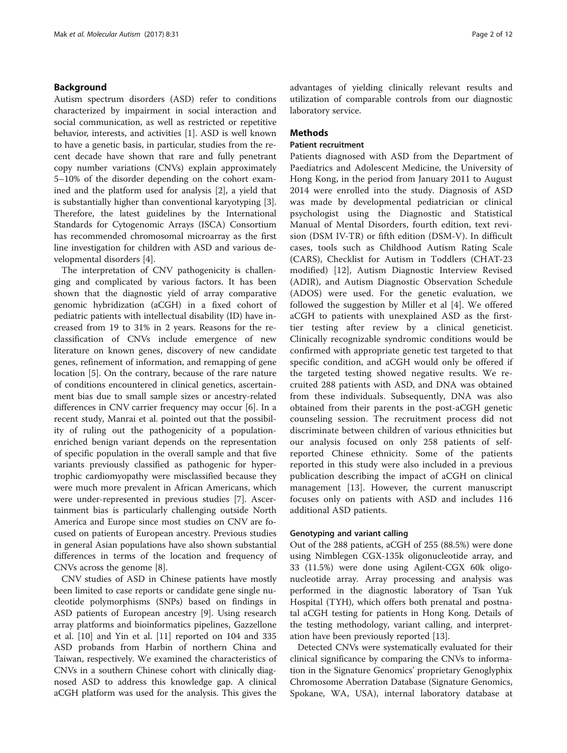## Background

Autism spectrum disorders (ASD) refer to conditions characterized by impairment in social interaction and social communication, as well as restricted or repetitive behavior, interests, and activities [1]. ASD is well known to have a genetic basis, in particular, studies from the recent decade have shown that rare and fully penetrant copy number variations (CNVs) explain approximately 5–10% of the disorder depending on the cohort examined and the platform used for analysis [2], a yield that is substantially higher than conventional karyotyping [3]. Therefore, the latest guidelines by the International Standards for Cytogenomic Arrays (ISCA) Consortium has recommended chromosomal microarray as the first line investigation for children with ASD and various developmental disorders [4].

The interpretation of CNV pathogenicity is challenging and complicated by various factors. It has been shown that the diagnostic yield of array comparative genomic hybridization (aCGH) in a fixed cohort of pediatric patients with intellectual disability (ID) have increased from 19 to 31% in 2 years. Reasons for the reclassification of CNVs include emergence of new literature on known genes, discovery of new candidate genes, refinement of information, and remapping of gene location [5]. On the contrary, because of the rare nature of conditions encountered in clinical genetics, ascertainment bias due to small sample sizes or ancestry-related differences in CNV carrier frequency may occur [6]. In a recent study, Manrai et al. pointed out that the possibility of ruling out the pathogenicity of a population-enriched benign variant depends on the representation of specific population in the overall sample and that five variants previously classified as pathogenic for hypertrophic cardiomyopathy were misclassified because they were much more prevalent in African Americans, which were under-represented in previous studies [7]. Ascertainment bias is particularly challenging outside North America and Europe since most studies on CNV are focused on patients of European ancestry. Previous studies in general Asian populations have also shown substantial differences in terms of the location and frequency of CNVs across the genome [8].

CNV studies of ASD in Chinese patients have mostly been limited to case reports or candidate gene single nucleotide polymorphisms (SNPs) based on findings in ASD patients of European ancestry [9]. Using research array platforms and bioinformatics pipelines, Gazzellone et al. [10] and Yin et al. [11] reported on 104 and 335 ASD probands from Harbin of northern China and Taiwan, respectively. We examined the characteristics of CNVs in a southern Chinese cohort with clinically diagnosed ASD to address this knowledge gap. A clinical aCGH platform was used for the analysis. This gives the advantages of yielding clinically relevant results and utilization of comparable controls from our diagnostic laboratory service.

## Methods

### Patient recruitment

Patients diagnosed with ASD from the Department of Paediatrics and Adolescent Medicine, the University of Hong Kong, in the period from January 2011 to August 2014 were enrolled into the study. Diagnosis of ASD was made by developmental pediatrician or clinical psychologist using the Diagnostic and Statistical Manual of Mental Disorders, fourth edition, text revision (DSM IV-TR) or fifth edition (DSM-V). In difficult cases, tools such as Childhood Autism Rating Scale (CARS), Checklist for Autism in Toddlers (CHAT-23 modified) [12], Autism Diagnostic Interview Revised (ADIR), and Autism Diagnostic Observation Schedule (ADOS) were used. For the genetic evaluation, we followed the suggestion by Miller et al [4]. We offered aCGH to patients with unexplained ASD as the first-tier testing after review by a clinical geneticist. Clinically recognizable syndromic conditions would be confirmed with appropriate genetic test targeted to that specific condition, and aCGH would only be offered if the targeted testing showed negative results. We recruited 288 patients with ASD, and DNA was obtained from these individuals. Subsequently, DNA was also obtained from their parents in the post-aCGH genetic counseling session. The recruitment process did not discriminate between children of various ethnicities but our analysis focused on only 258 patients of self-reported Chinese ethnicity. Some of the patients reported in this study were also included in a previous publication describing the impact of aCGH on clinical management [13]. However, the current manuscript focuses only on patients with ASD and includes 116 additional ASD patients.

### Genotyping and variant calling

Out of the 288 patients, aCGH of 255 (88.5%) were done using Nimblegen CGX-135k oligonucleotide array, and 33 (11.5%) were done using Agilent-CGX 60k oligonucleotide array. Array processing and analysis was performed in the diagnostic laboratory of Tsan Yuk Hospital (TYH), which offers both prenatal and postnatal aCGH testing for patients in Hong Kong. Details of the testing methodology, variant calling, and interpretation have been previously reported [13].

Detected CNVs were systematically evaluated for their clinical significance by comparing the CNVs to information in the Signature Genomics' proprietary Genoglyphix Chromosome Aberration Database (Signature Genomics, Spokane, WA, USA), internal laboratory database at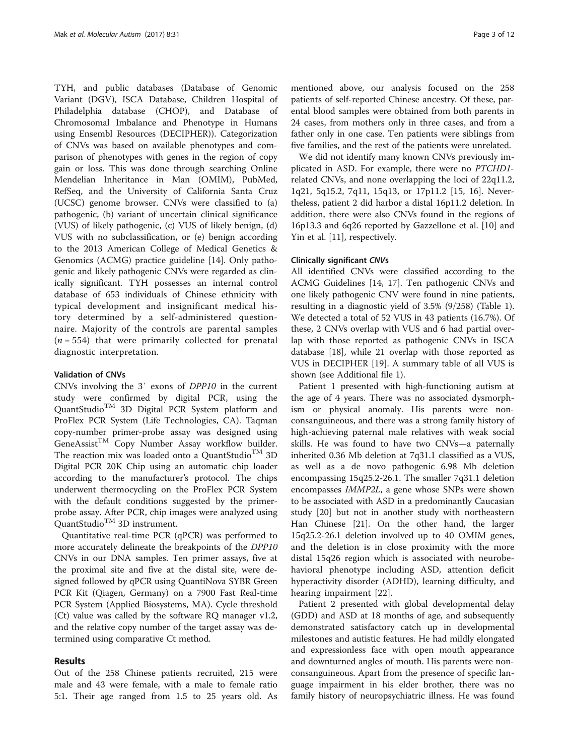TYH, and public databases (Database of Genomic Variant (DGV), ISCA Database, Children Hospital of Philadelphia database (CHOP), and Database of Chromosomal Imbalance and Phenotype in Humans using Ensembl Resources (DECIPHER)). Categorization of CNVs was based on available phenotypes and comparison of phenotypes with genes in the region of copy gain or loss. This was done through searching Online Mendelian Inheritance in Man (OMIM), PubMed, RefSeq, and the University of California Santa Cruz (UCSC) genome browser. CNVs were classified to (a) pathogenic, (b) variant of uncertain clinical significance (VUS) of likely pathogenic, (c) VUS of likely benign, (d) VUS with no subclassification, or (e) benign according to the 2013 American College of Medical Genetics & Genomics (ACMG) practice guideline [14]. Only pathogenic and likely pathogenic CNVs were regarded as clinically significant. TYH possesses an internal control database of 653 individuals of Chinese ethnicity with typical development and insignificant medical history determined by a self-administered questionnaire. Majority of the controls are parental samples ($n = 554$) that were primarily collected for prenatal diagnostic interpretation.

#### Validation of CNVs

CNVs involving the 3′ exons of *DPP10* in the current study were confirmed by digital PCR, using the QuantStudio™ 3D Digital PCR System platform and ProFlex PCR System (Life Technologies, CA). Taqman copy-number primer-probe assay was designed using GeneAssist™ Copy Number Assay workflow builder. The reaction mix was loaded onto a QuantStudio™ 3D Digital PCR 20K Chip using an automatic chip loader according to the manufacturer's protocol. The chips underwent thermocycling on the ProFlex PCR System with the default conditions suggested by the primer-probe assay. After PCR, chip images were analyzed using QuantStudio™ 3D instrument.

Quantitative real-time PCR (qPCR) was performed to more accurately delineate the breakpoints of the *DPP10* CNVs in our DNA samples. Ten primer assays, five at the proximal site and five at the distal site, were designed followed by qPCR using QuantiNova SYBR Green PCR Kit (Qiagen, Germany) on a 7900 Fast Real-time PCR System (Applied Biosystems, MA). Cycle threshold (Ct) value was called by the software RQ manager v1.2, and the relative copy number of the target assay was determined using comparative Ct method.

## Results

Out of the 258 Chinese patients recruited, 215 were male and 43 were female, with a male to female ratio 5:1. Their age ranged from 1.5 to 25 years old. As mentioned above, our analysis focused on the 258 patients of self-reported Chinese ancestry. Of these, parental blood samples were obtained from both parents in 24 cases, from mothers only in three cases, and from a father only in one case. Ten patients were siblings from five families, and the rest of the patients were unrelated.

We did not identify many known CNVs previously implicated in ASD. For example, there were no *PTCHD1*-related CNVs, and none overlapping the loci of 22q11.2, 1q21, 5q15.2, 7q11, 15q13, or 17p11.2 [15, 16]. Nevertheless, patient 2 did harbor a distal 16p11.2 deletion. In addition, there were also CNVs found in the regions of 16p13.3 and 6q26 reported by Gazzellone et al. [10] and Yin et al. [11], respectively.

#### Clinically significant CNVs

All identified CNVs were classified according to the ACMG Guidelines [14, 17]. Ten pathogenic CNVs and one likely pathogenic CNV were found in nine patients, resulting in a diagnostic yield of 3.5% (9/258) (Table 1). We detected a total of 52 VUS in 43 patients (16.7%). Of these, 2 CNVs overlap with VUS and 6 had partial overlap with those reported as pathogenic CNVs in ISCA database [18], while 21 overlap with those reported as VUS in DECIPHER [19]. A summary table of all VUS is shown (see Additional file 1).

Patient 1 presented with high-functioning autism at the age of 4 years. There was no associated dysmorphism or physical anomaly. His parents were non-consanguineous, and there was a strong family history of high-achieving paternal male relatives with weak social skills. He was found to have two CNVs—a paternally inherited 0.36 Mb deletion at 7q31.1 classified as a VUS, as well as a de novo pathogenic 6.98 Mb deletion encompassing 15q25.2-26.1. The smaller 7q31.1 deletion encompasses *IMMP2L*, a gene whose SNPs were shown to be associated with ASD in a predominantly Caucasian study [20] but not in another study with northeastern Han Chinese [21]. On the other hand, the larger 15q25.2-26.1 deletion involved up to 40 OMIM genes, and the deletion is in close proximity with the more distal 15q26 region which is associated with neurobehavioral phenotype including ASD, attention deficit hyperactivity disorder (ADHD), learning difficulty, and hearing impairment [22].

Patient 2 presented with global developmental delay (GDD) and ASD at 18 months of age, and subsequently demonstrated satisfactory catch up in developmental milestones and autistic features. He had mildly elongated and expressionless face with open mouth appearance and downturned angles of mouth. His parents were non-consanguineous. Apart from the presence of specific language impairment in his elder brother, there was no family history of neuropsychiatric illness. He was found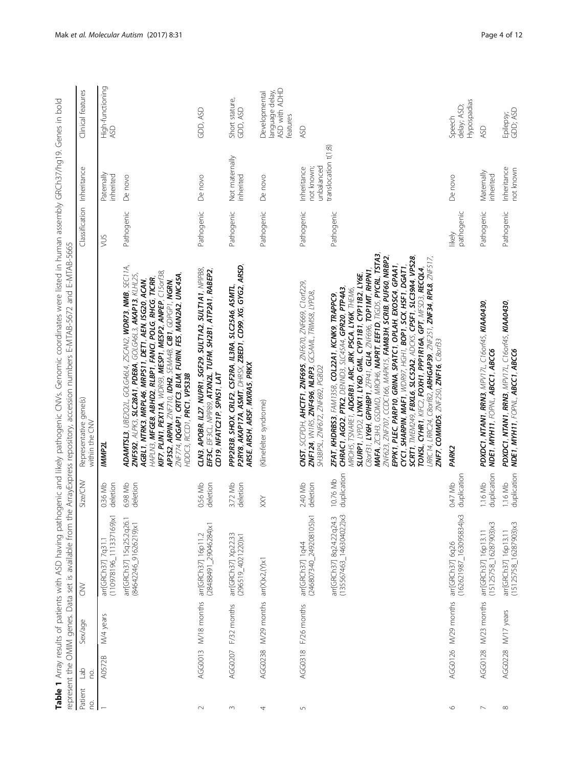**Table 1** Array results of patients with ASD having pathogenic and likely pathogenic CNVs. Genomic coordinates were listed in human assembly GRCh37/hg19. Genes in bold represent the OMIM genes. Data set is available from the ArrayExpress repository, accession numbers E-MTAB-5672 and E-MTAB-5665

| Patient no. | Lab no. | Sex/age | CNV | Size/CNV | Representative gene(s) within the CNV | Classification | Inheritance | Clinical features |
|---|---|---|---|---|---|---|---|---|
| 1 | A0572B | M/4 years | arr[GRCh37] 7q31.1 (110978196_111337169)x1 | 0.36 Mb deletion | **IMMP2L** | VUS | Paternally inherited | High-functioning ASD |
| | | | arr[GRCh37] 15q25.2q26.1 (84642246_91626219)x1 | 6.98 Mb deletion | **ADAMTSL3**, UBE2Q2L, GOLGA6L4, ZSCAN2, **WDR73**, **NMB**, SEC11A, **ZNF592**, ALPK3, **SLC28A1**, **PDE8A**, GOLGA6L3, **AKAP13**, KLHL25, **AGBL1**, **NTRK3**, **MRPL46**, **MRPS11**, **DET1**, **AEN**, **ISG20**, **ACAN**, HAPLN3, **MFGE8**, **ABHD2**, **RLBP1**, **FANCI**, **POLG**, **RHCG**, **TICRR**, **KIF7**, **PLIN1**, **PEX11A**, WDR93, **MESP1**, **MESP2**, **ANPEP**, C15orf38, **AP3S2**, **ARPIN**, ZNF710, **IDH2**, SEMA4B, **CIB1**, GDPGP1, **NGRN**, ZNF774, **IQGAP1**, **CRTC3**, **BLM**, **FURIN**, **FES**, **MAN2A2**, **UNC45A**, HDDC3, RCCD1, **PRC1**, **VPS33B** | Pathogenic | De novo | |
| 2 | AGG0013 | M/18 months | arr[GRCh37] 16p11.2 (28488491_29046284)x1 | 0.56 Mb deletion | **CLN3**, **APOBR**, **IL27**, **NUPR1**, **SGF29**, **SULT1A2**, **SULT1A1**, NPIPB8, **EIF3C**, EIF3CL, NPIPB9, **ATXN2L**, **TUFM**, **SH2B1**, **ATP2A1**, **RABEP2**, **CD19**, **NFATC2IP**, **SPNS1**, **LAT** | Pathogenic | De novo | GDD, ASD |
| 3 | AGG0207 | F/32 months | arr[GRCh37] Xp22.33 (296519_4021220)x1 | 3.72 Mb deletion | **PPP2R3B**, **SHOX**, **CRLF2**, **CSF2RA**, **IL3RA**, **SLC25A6**, **ASMTL**, **P2RY8**, **AKAP17A**, **ASMT**, DHRSX, **ZBED1**, **CD99**, **XG**, **GYG2**, **ARSD**, **ARSE**, **ARSH**, **ARSF**, **MXRA5**, **PRKX** | Pathogenic | Not maternally inherited | Short stature, GDD, ASD |
| 4 | AGG0238 | M/29 months | arr(X)x2,(Y)x1 | XXY | (Klinefelter syndrome) | Pathogenic | De novo | Developmental language delay, ASD with ADHD features |
| 5 | AGG0318 | F/26 months | arr[GRCh37] 1q44 (246807340_249208105)x1 | 2.40 Mb deletion | **CNST**, SCCPDH, **AHCTF1**, **ZNF695**, ZNF670, ZNF669, C1orf229, **ZNF124**, VN1R5, **ZNF496**, **NLRP3**, GCSAML, TRIM58, LYPD8, SH3BP5L, ZNF672, ZNF692, PGBD2 | Pathogenic | Inheritance not known; unbalanced translocation t(1;8) | ASD |
| | | | arr[GRCh37] 8q24.22q24.3 (135567463_146304022)x3 | 10.76 Mb duplication | **ZFAT**, **KHDRBS3**, FAM135B, **COL22A1**, **KCNK9**, **TRAPPC9**, **CHRAC1**, **AGO2**, **PTK2**, DENND3, SLC45A4, **GPR20**, **PTP4A3**, MROH5, TSNARE1, **ADGRB1**, **ARC**, **JRK**, **PSCA**, **LY6K**, THEM6, **SLURP1**, LYPD2, **LYNX1**, **LY6D**, **GML**, **CYP11B1**, **CYP11B2**, **LY6E**, C8orf31, **LY6H**, **GPIHBP1**, ZFP41, **GLI4**, ZNF696, **TOP1MT**, **RHPN1**, **MAFA**, ZC3H3, GSDMD, MROH6, **NAPRT**, **EEF1D**, TIGD5, **PYCRL**, **TSTA3**, ZNF623, ZNF707, CCDC166, MAPK15, **FAM83H**, **SCRIB**, **PUF60**, **NRBP2**, **EPPK1**, **PLEC**, **PARP10**, **GRINA**, **SPATC1**, **OPLAH**, **EXOSC4**, **GPAA1**, **CYC1**, **SHARPIN**, **MAF1**, WDR97, HGH1, **BOP1**, **SCX**, **HSF1**, **DGAT1**, **SCRT1**, TMEM249, **FBXL6**, **SLC52A2**, ADCK5, **CPSF1**, **SLC39A4**, **VPS28**, **TONSL**, **CYHR1**, KIFC2, **FOXH1**, **PPP1R16A**, **GPT**, MFSD3, **RECQL4**, LRRC14, LRRC24, C8orf82, **ARHGAP39**, ZNF251, **ZNF34**, **RPL8**, ZNF517, **ZNF7**, **COMMD5**, ZNF250, **ZNF16**, C8orf33 | Pathogenic | | |
| 6 | AGG0126 | M/29 months | arr[GRCh37] 6q26 (162621987_163095834)x3 | 0.47 Mb duplication | **PARK2** | likely pathogenic | De novo | Speech delay; ASD; Hypospadias |
| 7 | AGG0128 | M/23 months | arr[GRCh37] 16p13.11 (15125758_16287903)x3 | 1.16 Mb duplication | **PDXDC1**, **NTAN1**, **RRN3**, MPV17L, C16orf45, **KIAA0430**, **NDE1**, **MYH11**, FOPNL, **ABCC1**, **ABCC6** | Pathogenic | Maternally inherited | ASD |
| 8 | AGG0228 | M/17 years | arr[GRCh37] 16p13.11 (15125758_16287903)x3 | 1.16 Mb duplication | **PDXDC1**, **NTAN1**, **RRN3**, MPV17L, C16orf45, **KIAA0430**, **NDE1**, **MYH11**, FOPNL, **ABCC1**, **ABCC6** | Pathogenic | Inheritance not known | Epilepsy; GDD; ASD |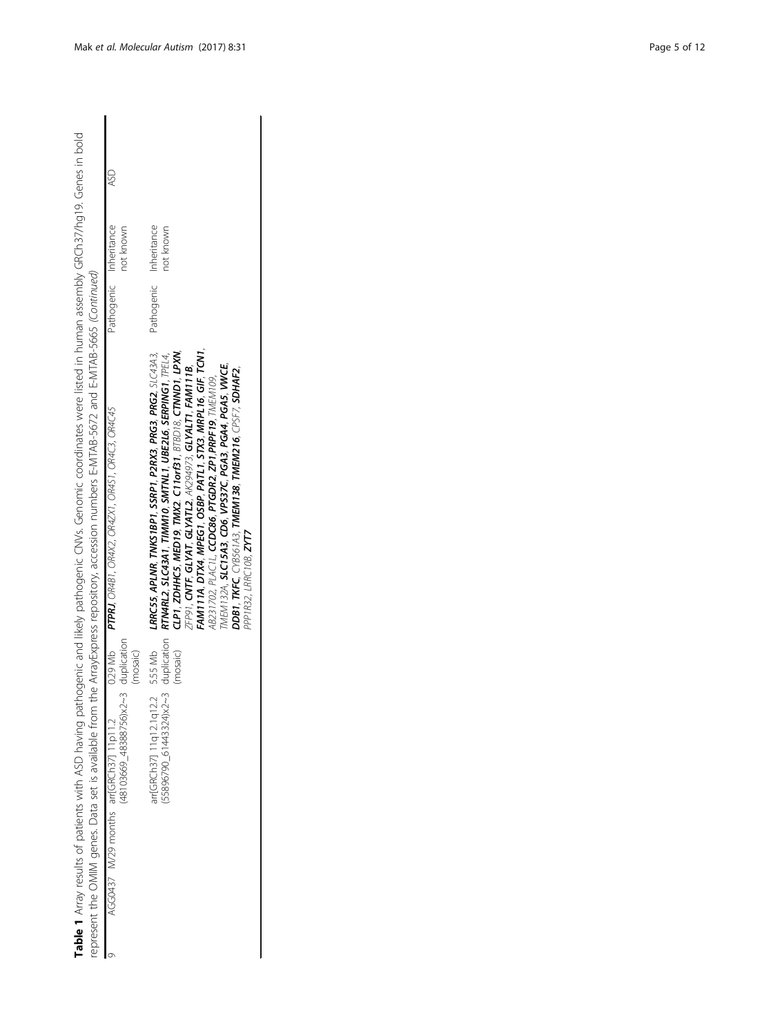**Table 1** Array results of patients with ASD having pathogenic and likely pathogenic CNVs. Genomic coordinates were listed in human assembly GRCh37/hg19. Genes in bold represent the OMIM genes. Data set is available from the ArrayExpress repository, accession numbers E-MTAB-5672 and E-MTAB-5665 *(Continued)*

| | | | | | | | | |
|---|---|---|---|---|---|---|---|---|
| 9 | AGG0437 | M/29 months | arr[GRCh37] 11p11.2 (48103669_48388756)x2~3 | 0.29 Mb | duplication (mosaic) | ***PTPRJ***, *OR4B1*, *OR4X2*, *OR4Z1*, *OR4S1*, *OR4C3*, *OR4C45* | Pathogenic | Inheritance not known | ASD |
| | | | arr[GRCh37] 11q12.1q12.2 (55896790_61443324)x2~3 | 5.55 Mb | duplication (mosaic) | ***LRRC55***, ***APLNR***, ***TNKS1BP1***, ***SSRP1***, ***P2RX3***, ***PRG3***, ***PRG2***, *SLC43A3*, ***RTN4RL2***, ***SLC43A1***, ***TIMM10***, ***SMTNL1***, ***UBE2L6***, ***SERPING1***, *TPEL4*, ***CLP1***, ***ZDHHC5***, ***MED19***, ***TMX2***, ***C11orf31***, *BTBD18*, ***CTNND1***, ***LPXN***, *ZFP91*, ***CNTF***, ***GLYAT***, ***GLYATL2***, *AK294973*, ***GLYALT1***, ***FAM111B***, ***FAM111A***, ***DTX4***, ***MPEG1***, ***OSBP***, ***PATL1***, ***STX3***, ***MRPL16***, ***GIF***, ***TCN1***, *AB231702*, *PLAC1L*, ***CCDC86***, ***PTGDR2***, ***ZP1***, ***PRPF19***, *TMEM109*, *TMEM132A*, ***SLC15A3***, ***CD6***, ***VPS37C***, ***PGA3***, ***PGA4***, ***PGA5***, ***VWCE***, ***DDB1***, ***TKFC***, *CYB561A3*, ***TMEM138***, ***TMEM216***, *CPSF7*, ***SDHAF2***, *PPP1R32*, *LRRC10B*, ***ZYT7*** | Pathogenic | Inheritance not known | |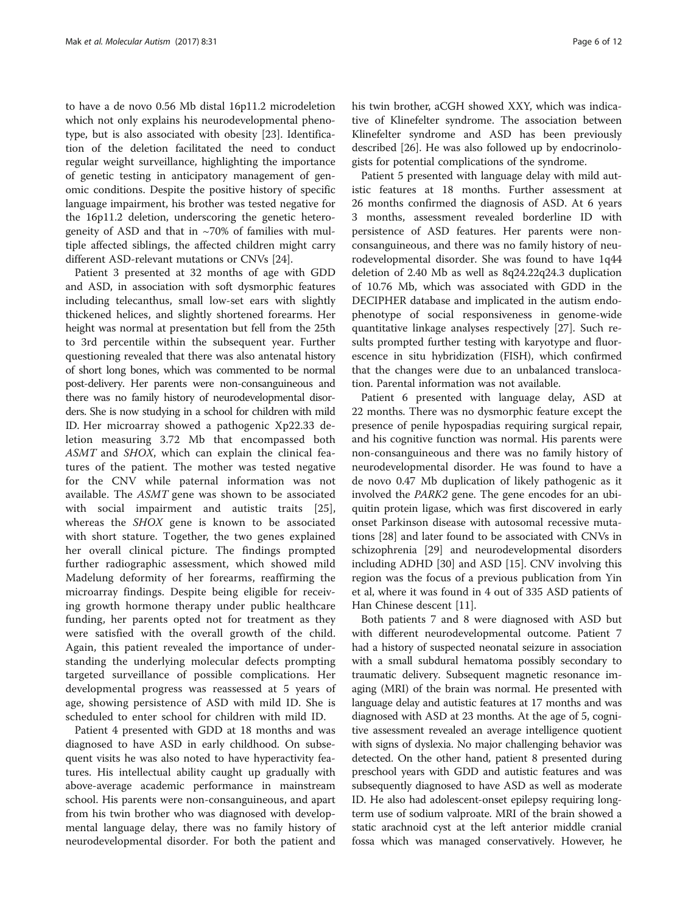to have a de novo 0.56 Mb distal 16p11.2 microdeletion which not only explains his neurodevelopmental phenotype, but is also associated with obesity [23]. Identification of the deletion facilitated the need to conduct regular weight surveillance, highlighting the importance of genetic testing in anticipatory management of genomic conditions. Despite the positive history of specific language impairment, his brother was tested negative for the 16p11.2 deletion, underscoring the genetic heterogeneity of ASD and that in ~70% of families with multiple affected siblings, the affected children might carry different ASD-relevant mutations or CNVs [24].

Patient 3 presented at 32 months of age with GDD and ASD, in association with soft dysmorphic features including telecanthus, small low-set ears with slightly thickened helices, and slightly shortened forearms. Her height was normal at presentation but fell from the 25th to 3rd percentile within the subsequent year. Further questioning revealed that there was also antenatal history of short long bones, which was commented to be normal post-delivery. Her parents were non-consanguineous and there was no family history of neurodevelopmental disorders. She is now studying in a school for children with mild ID. Her microarray showed a pathogenic Xp22.33 deletion measuring 3.72 Mb that encompassed both *ASMT* and *SHOX*, which can explain the clinical features of the patient. The mother was tested negative for the CNV while paternal information was not available. The *ASMT* gene was shown to be associated with social impairment and autistic traits [25], whereas the *SHOX* gene is known to be associated with short stature. Together, the two genes explained her overall clinical picture. The findings prompted further radiographic assessment, which showed mild Madelung deformity of her forearms, reaffirming the microarray findings. Despite being eligible for receiving growth hormone therapy under public healthcare funding, her parents opted not for treatment as they were satisfied with the overall growth of the child. Again, this patient revealed the importance of understanding the underlying molecular defects prompting targeted surveillance of possible complications. Her developmental progress was reassessed at 5 years of age, showing persistence of ASD with mild ID. She is scheduled to enter school for children with mild ID.

Patient 4 presented with GDD at 18 months and was diagnosed to have ASD in early childhood. On subsequent visits he was also noted to have hyperactivity features. His intellectual ability caught up gradually with above-average academic performance in mainstream school. His parents were non-consanguineous, and apart from his twin brother who was diagnosed with developmental language delay, there was no family history of neurodevelopmental disorder. For both the patient and his twin brother, aCGH showed XXY, which was indicative of Klinefelter syndrome. The association between Klinefelter syndrome and ASD has been previously described [26]. He was also followed up by endocrinologists for potential complications of the syndrome.

Patient 5 presented with language delay with mild autistic features at 18 months. Further assessment at 26 months confirmed the diagnosis of ASD. At 6 years 3 months, assessment revealed borderline ID with persistence of ASD features. Her parents were non-consanguineous, and there was no family history of neurodevelopmental disorder. She was found to have 1q44 deletion of 2.40 Mb as well as 8q24.22q24.3 duplication of 10.76 Mb, which was associated with GDD in the DECIPHER database and implicated in the autism endophenotype of social responsiveness in genome-wide quantitative linkage analyses respectively [27]. Such results prompted further testing with karyotype and fluorescence in situ hybridization (FISH), which confirmed that the changes were due to an unbalanced translocation. Parental information was not available.

Patient 6 presented with language delay, ASD at 22 months. There was no dysmorphic feature except the presence of penile hypospadias requiring surgical repair, and his cognitive function was normal. His parents were non-consanguineous and there was no family history of neurodevelopmental disorder. He was found to have a de novo 0.47 Mb duplication of likely pathogenic as it involved the *PARK2* gene. The gene encodes for an ubiquitin protein ligase, which was first discovered in early onset Parkinson disease with autosomal recessive mutations [28] and later found to be associated with CNVs in schizophrenia [29] and neurodevelopmental disorders including ADHD [30] and ASD [15]. CNV involving this region was the focus of a previous publication from Yin et al, where it was found in 4 out of 335 ASD patients of Han Chinese descent [11].

Both patients 7 and 8 were diagnosed with ASD but with different neurodevelopmental outcome. Patient 7 had a history of suspected neonatal seizure in association with a small subdural hematoma possibly secondary to traumatic delivery. Subsequent magnetic resonance imaging (MRI) of the brain was normal. He presented with language delay and autistic features at 17 months and was diagnosed with ASD at 23 months. At the age of 5, cognitive assessment revealed an average intelligence quotient with signs of dyslexia. No major challenging behavior was detected. On the other hand, patient 8 presented during preschool years with GDD and autistic features and was subsequently diagnosed to have ASD as well as moderate ID. He also had adolescent-onset epilepsy requiring long-term use of sodium valproate. MRI of the brain showed a static arachnoid cyst at the left anterior middle cranial fossa which was managed conservatively. However, he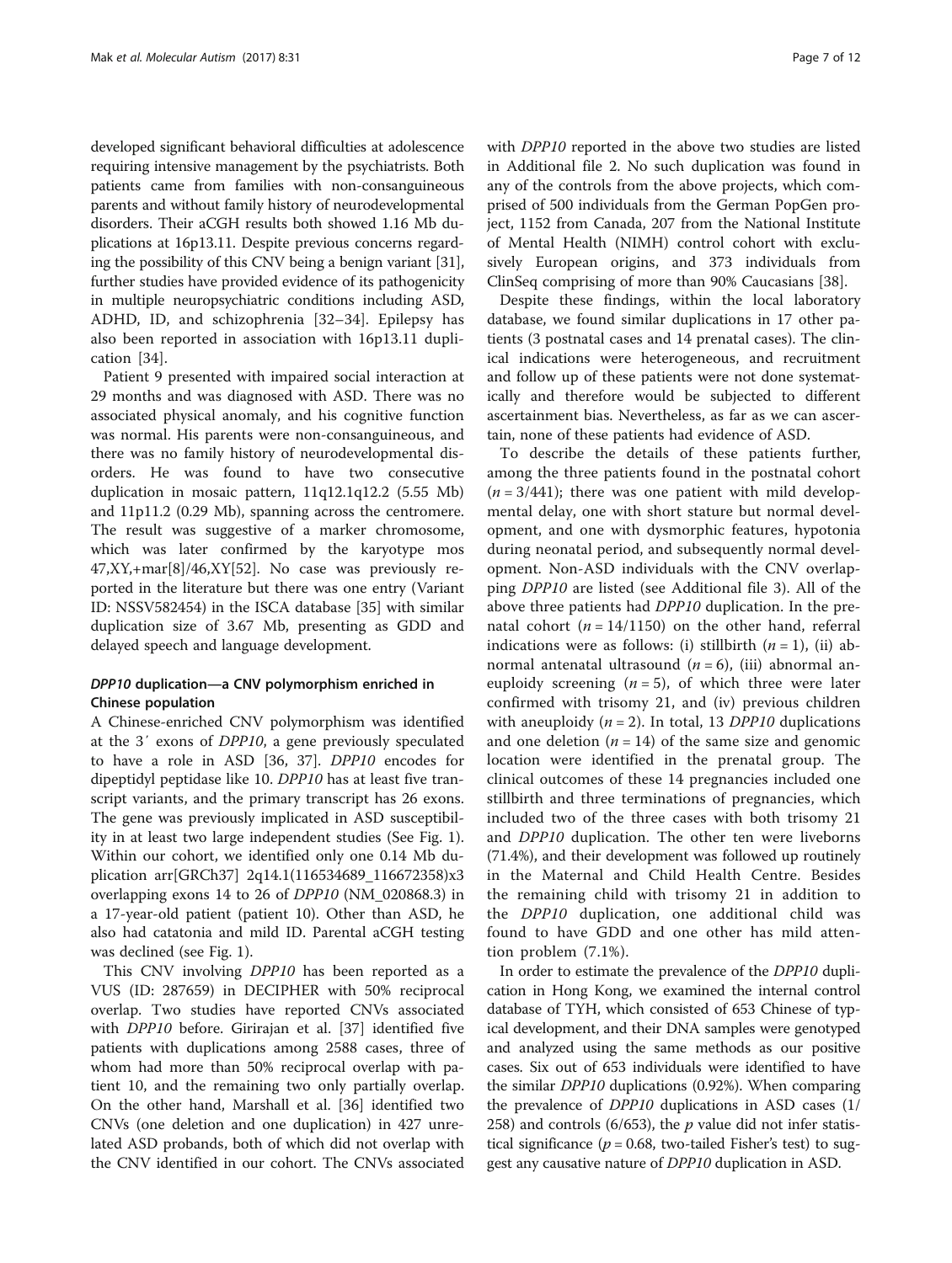developed significant behavioral difficulties at adolescence requiring intensive management by the psychiatrists. Both patients came from families with non-consanguineous parents and without family history of neurodevelopmental disorders. Their aCGH results both showed 1.16 Mb duplications at 16p13.11. Despite previous concerns regarding the possibility of this CNV being a benign variant [31], further studies have provided evidence of its pathogenicity in multiple neuropsychiatric conditions including ASD, ADHD, ID, and schizophrenia [32–34]. Epilepsy has also been reported in association with 16p13.11 duplication [34].

Patient 9 presented with impaired social interaction at 29 months and was diagnosed with ASD. There was no associated physical anomaly, and his cognitive function was normal. His parents were non-consanguineous, and there was no family history of neurodevelopmental disorders. He was found to have two consecutive duplication in mosaic pattern, 11q12.1q12.2 (5.55 Mb) and 11p11.2 (0.29 Mb), spanning across the centromere. The result was suggestive of a marker chromosome, which was later confirmed by the karyotype mos 47,XY,+mar[8]/46,XY[52]. No case was previously reported in the literature but there was one entry (Variant ID: NSSV582454) in the ISCA database [35] with similar duplication size of 3.67 Mb, presenting as GDD and delayed speech and language development.

### *DPP10* duplication—a CNV polymorphism enriched in Chinese population

A Chinese-enriched CNV polymorphism was identified at the 3′ exons of *DPP10*, a gene previously speculated to have a role in ASD [36, 37]. *DPP10* encodes for dipeptidyl peptidase like 10. *DPP10* has at least five transcript variants, and the primary transcript has 26 exons. The gene was previously implicated in ASD susceptibility in at least two large independent studies (See Fig. 1). Within our cohort, we identified only one 0.14 Mb duplication arr[GRCh37] 2q14.1(116534689_116672358)x3 overlapping exons 14 to 26 of *DPP10* (NM_020868.3) in a 17-year-old patient (patient 10). Other than ASD, he also had catatonia and mild ID. Parental aCGH testing was declined (see Fig. 1).

This CNV involving *DPP10* has been reported as a VUS (ID: 287659) in DECIPHER with 50% reciprocal overlap. Two studies have reported CNVs associated with *DPP10* before. Girirajan et al. [37] identified five patients with duplications among 2588 cases, three of whom had more than 50% reciprocal overlap with patient 10, and the remaining two only partially overlap. On the other hand, Marshall et al. [36] identified two CNVs (one deletion and one duplication) in 427 unrelated ASD probands, both of which did not overlap with the CNV identified in our cohort. The CNVs associated with *DPP10* reported in the above two studies are listed in Additional file 2. No such duplication was found in any of the controls from the above projects, which comprised of 500 individuals from the German PopGen project, 1152 from Canada, 207 from the National Institute of Mental Health (NIMH) control cohort with exclusively European origins, and 373 individuals from ClinSeq comprising of more than 90% Caucasians [38].

Despite these findings, within the local laboratory database, we found similar duplications in 17 other patients (3 postnatal cases and 14 prenatal cases). The clinical indications were heterogeneous, and recruitment and follow up of these patients were not done systematically and therefore would be subjected to different ascertainment bias. Nevertheless, as far as we can ascertain, none of these patients had evidence of ASD.

To describe the details of these patients further, among the three patients found in the postnatal cohort ($n = 3/441$); there was one patient with mild developmental delay, one with short stature but normal development, and one with dysmorphic features, hypotonia during neonatal period, and subsequently normal development. Non-ASD individuals with the CNV overlapping *DPP10* are listed (see Additional file 3). All of the above three patients had *DPP10* duplication. In the prenatal cohort ($n = 14/1150$) on the other hand, referral indications were as follows: (i) stillbirth ($n = 1$), (ii) abnormal antenatal ultrasound ($n = 6$), (iii) abnormal aneuploidy screening ($n = 5$), of which three were later confirmed with trisomy 21, and (iv) previous children with aneuploidy ($n = 2$). In total, 13 *DPP10* duplications and one deletion ($n = 14$) of the same size and genomic location were identified in the prenatal group. The clinical outcomes of these 14 pregnancies included one stillbirth and three terminations of pregnancies, which included two of the three cases with both trisomy 21 and *DPP10* duplication. The other ten were liveborns (71.4%), and their development was followed up routinely in the Maternal and Child Health Centre. Besides the remaining child with trisomy 21 in addition to the *DPP10* duplication, one additional child was found to have GDD and one other has mild attention problem (7.1%).

In order to estimate the prevalence of the *DPP10* duplication in Hong Kong, we examined the internal control database of TYH, which consisted of 653 Chinese of typical development, and their DNA samples were genotyped and analyzed using the same methods as our positive cases. Six out of 653 individuals were identified to have the similar *DPP10* duplications (0.92%). When comparing the prevalence of *DPP10* duplications in ASD cases (1/258) and controls (6/653), the $p$ value did not infer statistical significance ($p = 0.68$, two-tailed Fisher's test) to suggest any causative nature of *DPP10* duplication in ASD.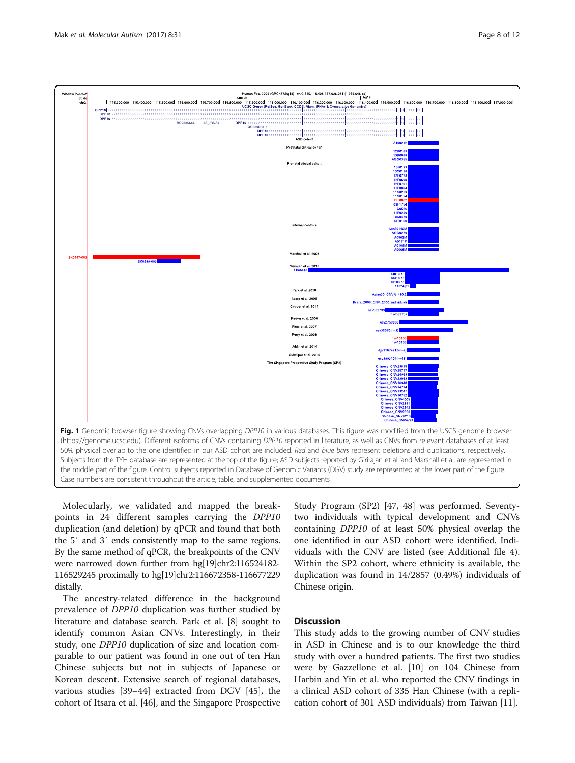Fig. 1 Genomic browser figure showing CNVs overlapping *DPP10* in various databases. This figure was modified from the USCS genome browser (https://genome.ucsc.edu). Different isoforms of CNVs containing *DPP10* reported in literature, as well as CNVs from relevant databases of at least 50% physical overlap to the one identified in our ASD cohort are included. *Red* and *blue bars* represent deletions and duplications, respectively. Subjects from the TYH database are represented at the top of the figure; ASD subjects reported by Girirajan et al. and Marshall et al. are represented in the middle part of the figure. Control subjects reported in Database of Genomic Variants (DGV) study are represented at the lower part of the figure. Case numbers are consistent throughout the article, table, and supplemented documents

Molecularly, we validated and mapped the breakpoints in 24 different samples carrying the *DPP10* duplication (and deletion) by qPCR and found that both the 5′ and 3′ ends consistently map to the same regions. By the same method of qPCR, the breakpoints of the CNV were narrowed down further from hg[19]chr2:116524182-116529245 proximally to hg[19]chr2:116672358-116677229 distally.

The ancestry-related difference in the background prevalence of *DPP10* duplication was further studied by literature and database search. Park et al. [8] sought to identify common Asian CNVs. Interestingly, in their study, one *DPP10* duplication of size and location comparable to our patient was found in one out of ten Han Chinese subjects but not in subjects of Japanese or Korean descent. Extensive search of regional databases, various studies [39–44] extracted from DGV [45], the cohort of Itsara et al. [46], and the Singapore Prospective Study Program (SP2) [47, 48] was performed. Seventy-two individuals with typical development and CNVs containing *DPP10* of at least 50% physical overlap the one identified in our ASD cohort were identified. Individuals with the CNV are listed (see Additional file 4). Within the SP2 cohort, where ethnicity is available, the duplication was found in 14/2857 (0.49%) individuals of Chinese origin.

## Discussion

This study adds to the growing number of CNV studies in ASD in Chinese and is to our knowledge the third study with over a hundred patients. The first two studies were by Gazzellone et al. [10] on 104 Chinese from Harbin and Yin et al. who reported the CNV findings in a clinical ASD cohort of 335 Han Chinese (with a replication cohort of 301 ASD individuals) from Taiwan [11].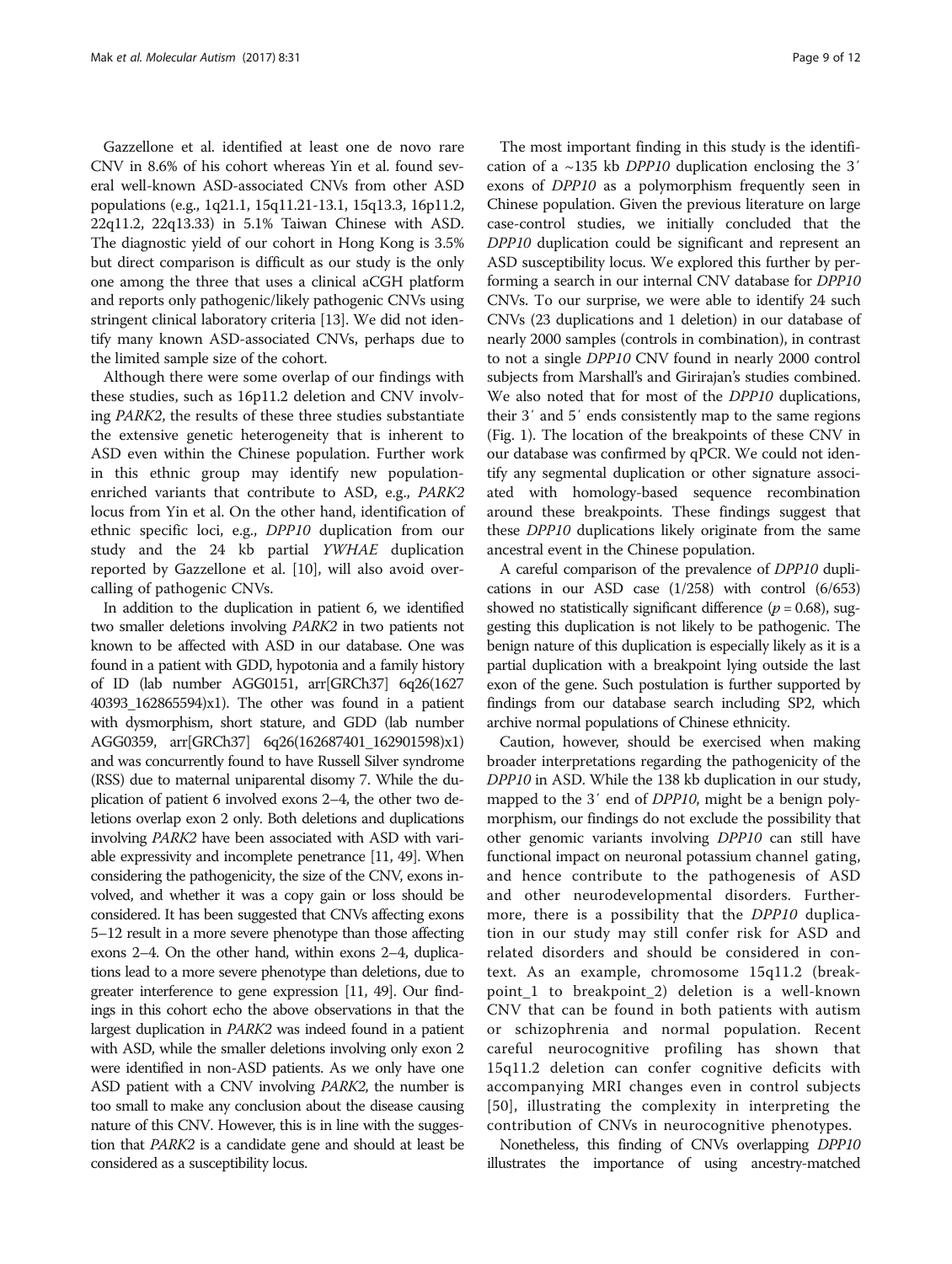Gazzellone et al. identified at least one de novo rare CNV in 8.6% of his cohort whereas Yin et al. found several well-known ASD-associated CNVs from other ASD populations (e.g., 1q21.1, 15q11.21-13.1, 15q13.3, 16p11.2, 22q11.2, 22q13.33) in 5.1% Taiwan Chinese with ASD. The diagnostic yield of our cohort in Hong Kong is 3.5% but direct comparison is difficult as our study is the only one among the three that uses a clinical aCGH platform and reports only pathogenic/likely pathogenic CNVs using stringent clinical laboratory criteria [13]. We did not identify many known ASD-associated CNVs, perhaps due to the limited sample size of the cohort.

Although there were some overlap of our findings with these studies, such as 16p11.2 deletion and CNV involving *PARK2*, the results of these three studies substantiate the extensive genetic heterogeneity that is inherent to ASD even within the Chinese population. Further work in this ethnic group may identify new population-enriched variants that contribute to ASD, e.g., *PARK2* locus from Yin et al. On the other hand, identification of ethnic specific loci, e.g., *DPP10* duplication from our study and the 24 kb partial *YWHAE* duplication reported by Gazzellone et al. [10], will also avoid overcalling of pathogenic CNVs.

In addition to the duplication in patient 6, we identified two smaller deletions involving *PARK2* in two patients not known to be affected with ASD in our database. One was found in a patient with GDD, hypotonia and a family history of ID (lab number AGG0151, arr[GRCh37] 6q26(162740393_162865594)x1). The other was found in a patient with dysmorphism, short stature, and GDD (lab number AGG0359, arr[GRCh37] 6q26(162687401_162901598)x1) and was concurrently found to have Russell Silver syndrome (RSS) due to maternal uniparental disomy 7. While the duplication of patient 6 involved exons 2–4, the other two deletions overlap exon 2 only. Both deletions and duplications involving *PARK2* have been associated with ASD with variable expressivity and incomplete penetrance [11, 49]. When considering the pathogenicity, the size of the CNV, exons involved, and whether it was a copy gain or loss should be considered. It has been suggested that CNVs affecting exons 5–12 result in a more severe phenotype than those affecting exons 2–4. On the other hand, within exons 2–4, duplications lead to a more severe phenotype than deletions, due to greater interference to gene expression [11, 49]. Our findings in this cohort echo the above observations in that the largest duplication in *PARK2* was indeed found in a patient with ASD, while the smaller deletions involving only exon 2 were identified in non-ASD patients. As we only have one ASD patient with a CNV involving *PARK2*, the number is too small to make any conclusion about the disease causing nature of this CNV. However, this is in line with the suggestion that *PARK2* is a candidate gene and should at least be considered as a susceptibility locus.

The most important finding in this study is the identification of a ~135 kb *DPP10* duplication enclosing the 3′ exons of *DPP10* as a polymorphism frequently seen in Chinese population. Given the previous literature on large case-control studies, we initially concluded that the *DPP10* duplication could be significant and represent an ASD susceptibility locus. We explored this further by performing a search in our internal CNV database for *DPP10* CNVs. To our surprise, we were able to identify 24 such CNVs (23 duplications and 1 deletion) in our database of nearly 2000 samples (controls in combination), in contrast to not a single *DPP10* CNV found in nearly 2000 control subjects from Marshall's and Girirajan's studies combined. We also noted that for most of the *DPP10* duplications, their 3′ and 5′ ends consistently map to the same regions (Fig. 1). The location of the breakpoints of these CNV in our database was confirmed by qPCR. We could not identify any segmental duplication or other signature associated with homology-based sequence recombination around these breakpoints. These findings suggest that these *DPP10* duplications likely originate from the same ancestral event in the Chinese population.

A careful comparison of the prevalence of *DPP10* duplications in our ASD case (1/258) with control (6/653) showed no statistically significant difference ($p = 0.68$), suggesting this duplication is not likely to be pathogenic. The benign nature of this duplication is especially likely as it is a partial duplication with a breakpoint lying outside the last exon of the gene. Such postulation is further supported by findings from our database search including SP2, which archive normal populations of Chinese ethnicity.

Caution, however, should be exercised when making broader interpretations regarding the pathogenicity of the *DPP10* in ASD. While the 138 kb duplication in our study, mapped to the 3′ end of *DPP10*, might be a benign polymorphism, our findings do not exclude the possibility that other genomic variants involving *DPP10* can still have functional impact on neuronal potassium channel gating, and hence contribute to the pathogenesis of ASD and other neurodevelopmental disorders. Furthermore, there is a possibility that the *DPP10* duplication in our study may still confer risk for ASD and related disorders and should be considered in context. As an example, chromosome 15q11.2 (breakpoint_1 to breakpoint_2) deletion is a well-known CNV that can be found in both patients with autism or schizophrenia and normal population. Recent careful neurocognitive profiling has shown that 15q11.2 deletion can confer cognitive deficits with accompanying MRI changes even in control subjects [50], illustrating the complexity in interpreting the contribution of CNVs in neurocognitive phenotypes.

Nonetheless, this finding of CNVs overlapping *DPP10* illustrates the importance of using ancestry-matched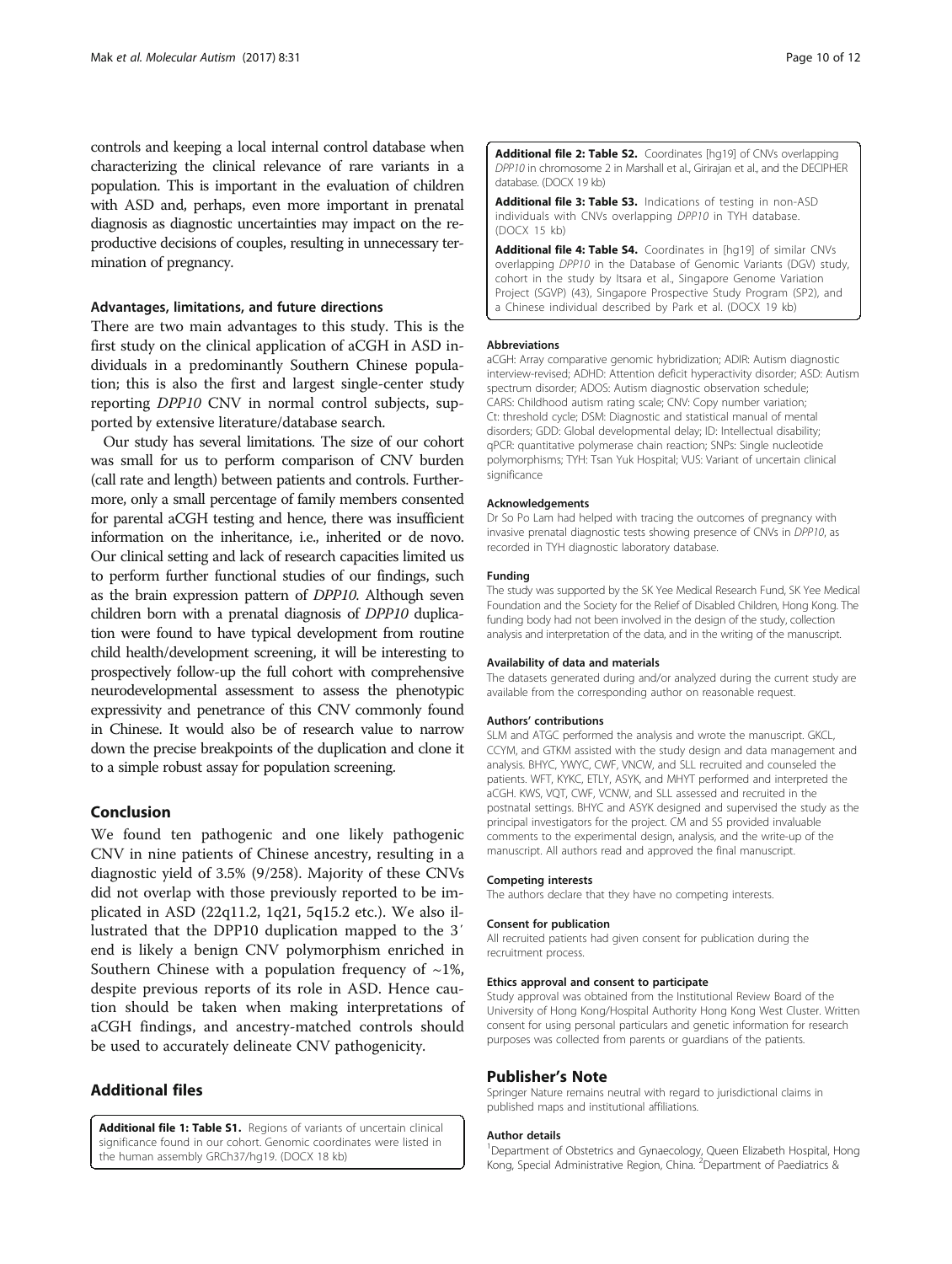controls and keeping a local internal control database when characterizing the clinical relevance of rare variants in a population. This is important in the evaluation of children with ASD and, perhaps, even more important in prenatal diagnosis as diagnostic uncertainties may impact on the reproductive decisions of couples, resulting in unnecessary termination of pregnancy.

### Advantages, limitations, and future directions

There are two main advantages to this study. This is the first study on the clinical application of aCGH in ASD individuals in a predominantly Southern Chinese population; this is also the first and largest single-center study reporting *DPP10* CNV in normal control subjects, supported by extensive literature/database search.

Our study has several limitations. The size of our cohort was small for us to perform comparison of CNV burden (call rate and length) between patients and controls. Furthermore, only a small percentage of family members consented for parental aCGH testing and hence, there was insufficient information on the inheritance, i.e., inherited or de novo. Our clinical setting and lack of research capacities limited us to perform further functional studies of our findings, such as the brain expression pattern of *DPP10*. Although seven children born with a prenatal diagnosis of *DPP10* duplication were found to have typical development from routine child health/development screening, it will be interesting to prospectively follow-up the full cohort with comprehensive neurodevelopmental assessment to assess the phenotypic expressivity and penetrance of this CNV commonly found in Chinese. It would also be of research value to narrow down the precise breakpoints of the duplication and clone it to a simple robust assay for population screening.

## Conclusion

We found ten pathogenic and one likely pathogenic CNV in nine patients of Chinese ancestry, resulting in a diagnostic yield of 3.5% (9/258). Majority of these CNVs did not overlap with those previously reported to be implicated in ASD (22q11.2, 1q21, 5q15.2 etc.). We also illustrated that the DPP10 duplication mapped to the 3′ end is likely a benign CNV polymorphism enriched in Southern Chinese with a population frequency of ~1%, despite previous reports of its role in ASD. Hence caution should be taken when making interpretations of aCGH findings, and ancestry-matched controls should be used to accurately delineate CNV pathogenicity.

## Additional files

**Additional file 1: Table S1.** Regions of variants of uncertain clinical significance found in our cohort. Genomic coordinates were listed in the human assembly GRCh37/hg19. (DOCX 18 kb)

**Additional file 2: Table S2.** Coordinates [hg19] of CNVs overlapping *DPP10* in chromosome 2 in Marshall et al., Girirajan et al., and the DECIPHER database. (DOCX 19 kb)

**Additional file 3: Table S3.** Indications of testing in non-ASD individuals with CNVs overlapping *DPP10* in TYH database. (DOCX 15 kb)

**Additional file 4: Table S4.** Coordinates in [hg19] of similar CNVs overlapping *DPP10* in the Database of Genomic Variants (DGV) study, cohort in the study by Itsara et al., Singapore Genome Variation Project (SGVP) (43), Singapore Prospective Study Program (SP2), and a Chinese individual described by Park et al. (DOCX 19 kb)

#### Abbreviations

aCGH: Array comparative genomic hybridization; ADIR: Autism diagnostic interview-revised; ADHD: Attention deficit hyperactivity disorder; ASD: Autism spectrum disorder; ADOS: Autism diagnostic observation schedule; CARS: Childhood autism rating scale; CNV: Copy number variation; Ct: threshold cycle; DSM: Diagnostic and statistical manual of mental disorders; GDD: Global developmental delay; ID: Intellectual disability; qPCR: quantitative polymerase chain reaction; SNPs: Single nucleotide polymorphisms; TYH: Tsan Yuk Hospital; VUS: Variant of uncertain clinical significance

#### Acknowledgements

Dr So Po Lam had helped with tracing the outcomes of pregnancy with invasive prenatal diagnostic tests showing presence of CNVs in *DPP10*, as recorded in TYH diagnostic laboratory database.

#### Funding

The study was supported by the SK Yee Medical Research Fund, SK Yee Medical Foundation and the Society for the Relief of Disabled Children, Hong Kong. The funding body had not been involved in the design of the study, collection analysis and interpretation of the data, and in the writing of the manuscript.

#### Availability of data and materials

The datasets generated during and/or analyzed during the current study are available from the corresponding author on reasonable request.

#### Authors' contributions

SLM and ATGC performed the analysis and wrote the manuscript. GKCL, CCYM, and GTKM assisted with the study design and data management and analysis. BHYC, YWYC, CWF, VNCW, and SLL recruited and counseled the patients. WFT, KYKC, ETLY, ASYK, and MHYT performed and interpreted the aCGH. KWS, VQT, CWF, VCNW, and SLL assessed and recruited in the postnatal settings. BHYC and ASYK designed and supervised the study as the principal investigators for the project. CM and SS provided invaluable comments to the experimental design, analysis, and the write-up of the manuscript. All authors read and approved the final manuscript.

#### Competing interests

The authors declare that they have no competing interests.

#### Consent for publication

All recruited patients had given consent for publication during the recruitment process.

#### Ethics approval and consent to participate

Study approval was obtained from the Institutional Review Board of the University of Hong Kong/Hospital Authority Hong Kong West Cluster. Written consent for using personal particulars and genetic information for research purposes was collected from parents or guardians of the patients.

## Publisher's Note

Springer Nature remains neutral with regard to jurisdictional claims in published maps and institutional affiliations.

#### Author details

[1]Department of Obstetrics and Gynaecology, Queen Elizabeth Hospital, Hong Kong, Special Administrative Region, China. [2]Department of Paediatrics &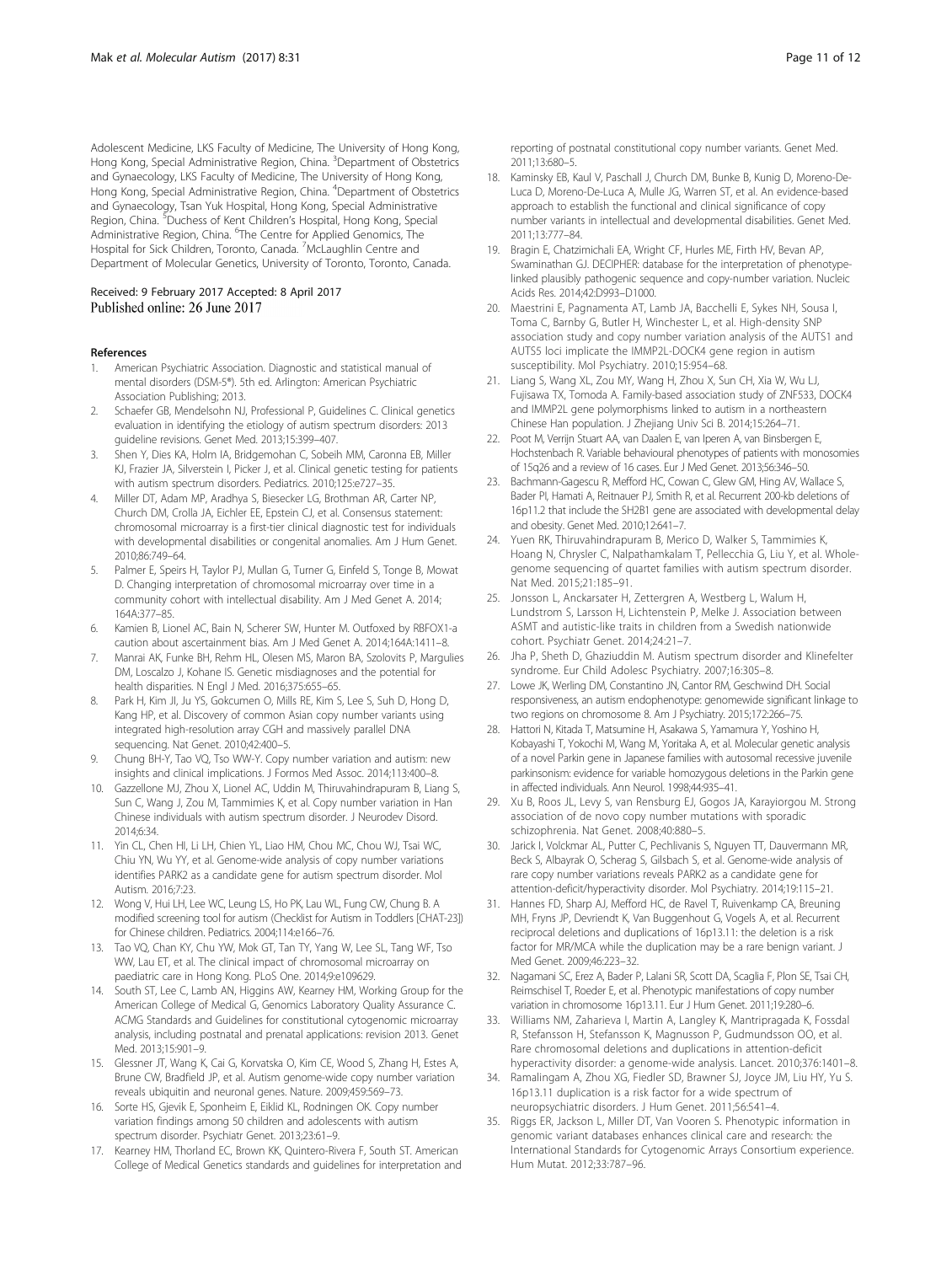Adolescent Medicine, LKS Faculty of Medicine, The University of Hong Kong, Hong Kong, Special Administrative Region, China. [3]Department of Obstetrics and Gynaecology, LKS Faculty of Medicine, The University of Hong Kong, Hong Kong, Special Administrative Region, China. [4]Department of Obstetrics and Gynaecology, Tsan Yuk Hospital, Hong Kong, Special Administrative Region, China. [5]Duchess of Kent Children's Hospital, Hong Kong, Special Administrative Region, China. [6]The Centre for Applied Genomics, The Hospital for Sick Children, Toronto, Canada. [7]McLaughlin Centre and Department of Molecular Genetics, University of Toronto, Toronto, Canada.

Received: 9 February 2017 Accepted: 8 April 2017
Published online: 26 June 2017

## References

1. American Psychiatric Association. Diagnostic and statistical manual of mental disorders (DSM-5®). 5th ed. Arlington: American Psychiatric Association Publishing; 2013.
2. Schaefer GB, Mendelsohn NJ, Professional P, Guidelines C. Clinical genetics evaluation in identifying the etiology of autism spectrum disorders: 2013 guideline revisions. Genet Med. 2013;15:399–407.
3. Shen Y, Dies KA, Holm IA, Bridgemohan C, Sobeih MM, Caronna EB, Miller KJ, Frazier JA, Silverstein I, Picker J, et al. Clinical genetic testing for patients with autism spectrum disorders. Pediatrics. 2010;125:e727–35.
4. Miller DT, Adam MP, Aradhya S, Biesecker LG, Brothman AR, Carter NP, Church DM, Crolla JA, Eichler EE, Epstein CJ, et al. Consensus statement: chromosomal microarray is a first-tier clinical diagnostic test for individuals with developmental disabilities or congenital anomalies. Am J Hum Genet. 2010;86:749–64.
5. Palmer E, Speirs H, Taylor PJ, Mullan G, Turner G, Einfeld S, Tonge B, Mowat D. Changing interpretation of chromosomal microarray over time in a community cohort with intellectual disability. Am J Med Genet A. 2014; 164A:377–85.
6. Kamien B, Lionel AC, Bain N, Scherer SW, Hunter M. Outfoxed by RBFOX1-a caution about ascertainment bias. Am J Med Genet A. 2014;164A:1411–8.
7. Manrai AK, Funke BH, Rehm HL, Olesen MS, Maron BA, Szolovits P, Margulies DM, Loscalzo J, Kohane IS. Genetic misdiagnoses and the potential for health disparities. N Engl J Med. 2016;375:655–65.
8. Park H, Kim JI, Ju YS, Gokcumen O, Mills RE, Kim S, Lee S, Suh D, Hong D, Kang HP, et al. Discovery of common Asian copy number variants using integrated high-resolution array CGH and massively parallel DNA sequencing. Nat Genet. 2010;42:400–5.
9. Chung BH-Y, Tao VQ, Tso WW-Y. Copy number variation and autism: new insights and clinical implications. J Formos Med Assoc. 2014;113:400–8.
10. Gazzellone MJ, Zhou X, Lionel AC, Uddin M, Thiruvahindrapuram B, Liang S, Sun C, Wang J, Zou M, Tammimies K, et al. Copy number variation in Han Chinese individuals with autism spectrum disorder. J Neurodev Disord. 2014;6:34.
11. Yin CL, Chen HI, Li LH, Chien YL, Liao HM, Chou MC, Chou WJ, Tsai WC, Chiu YN, Wu YY, et al. Genome-wide analysis of copy number variations identifies PARK2 as a candidate gene for autism spectrum disorder. Mol Autism. 2016;7:23.
12. Wong V, Hui LH, Lee WC, Leung LS, Ho PK, Lau WL, Fung CW, Chung B. A modified screening tool for autism (Checklist for Autism in Toddlers [CHAT-23]) for Chinese children. Pediatrics. 2004;114:e166–76.
13. Tao VQ, Chan KY, Chu YW, Mok GT, Tan TY, Yang W, Lee SL, Tang WF, Tso WW, Lau ET, et al. The clinical impact of chromosomal microarray on paediatric care in Hong Kong. PLoS One. 2014;9:e109629.
14. South ST, Lee C, Lamb AN, Higgins AW, Kearney HM, Working Group for the American College of Medical G, Genomics Laboratory Quality Assurance C. ACMG Standards and Guidelines for constitutional cytogenomic microarray analysis, including postnatal and prenatal applications: revision 2013. Genet Med. 2013;15:901–9.
15. Glessner JT, Wang K, Cai G, Korvatska O, Kim CE, Wood S, Zhang H, Estes A, Brune CW, Bradfield JP, et al. Autism genome-wide copy number variation reveals ubiquitin and neuronal genes. Nature. 2009;459:569–73.
16. Sorte HS, Gjevik E, Sponheim E, Eiklid KL, Rodningen OK. Copy number variation findings among 50 children and adolescents with autism spectrum disorder. Psychiatr Genet. 2013;23:61–9.
17. Kearney HM, Thorland EC, Brown KK, Quintero-Rivera F, South ST. American College of Medical Genetics standards and guidelines for interpretation and reporting of postnatal constitutional copy number variants. Genet Med. 2011;13:680–5.
18. Kaminsky EB, Kaul V, Paschall J, Church DM, Bunke B, Kunig D, Moreno-De-Luca D, Moreno-De-Luca A, Mulle JG, Warren ST, et al. An evidence-based approach to establish the functional and clinical significance of copy number variants in intellectual and developmental disabilities. Genet Med. 2011;13:777–84.
19. Bragin E, Chatzimichali EA, Wright CF, Hurles ME, Firth HV, Bevan AP, Swaminathan GJ. DECIPHER: database for the interpretation of phenotype-linked plausibly pathogenic sequence and copy-number variation. Nucleic Acids Res. 2014;42:D993–D1000.
20. Maestrini E, Pagnamenta AT, Lamb JA, Bacchelli E, Sykes NH, Sousa I, Toma C, Barnby G, Butler H, Winchester L, et al. High-density SNP association study and copy number variation analysis of the AUTS1 and AUTS5 loci implicate the IMMP2L-DOCK4 gene region in autism susceptibility. Mol Psychiatry. 2010;15:954–68.
21. Liang S, Wang XL, Zou MY, Wang H, Zhou X, Sun CH, Xia W, Wu LJ, Fujisawa TX, Tomoda A. Family-based association study of ZNF533, DOCK4 and IMMP2L gene polymorphisms linked to autism in a northeastern Chinese Han population. J Zhejiang Univ Sci B. 2014;15:264–71.
22. Poot M, Verrijn Stuart AA, van Daalen E, van Iperen A, van Binsbergen E, Hochstenbach R. Variable behavioural phenotypes of patients with monosomies of 15q26 and a review of 16 cases. Eur J Med Genet. 2013;56:346–50.
23. Bachmann-Gagescu R, Mefford HC, Cowan C, Glew GM, Hing AV, Wallace S, Bader PI, Hamati A, Reitnauer PJ, Smith R, et al. Recurrent 200-kb deletions of 16p11.2 that include the SH2B1 gene are associated with developmental delay and obesity. Genet Med. 2010;12:641–7.
24. Yuen RK, Thiruvahindrapuram B, Merico D, Walker S, Tammimies K, Hoang N, Chrysler C, Nalpathamkalam T, Pellecchia G, Liu Y, et al. Whole-genome sequencing of quartet families with autism spectrum disorder. Nat Med. 2015;21:185–91.
25. Jonsson L, Anckarsater H, Zettergren A, Westberg L, Walum H, Lundstrom S, Larsson H, Lichtenstein P, Melke J. Association between ASMT and autistic-like traits in children from a Swedish nationwide cohort. Psychiatr Genet. 2014;24:21–7.
26. Jha P, Sheth D, Ghaziuddin M. Autism spectrum disorder and Klinefelter syndrome. Eur Child Adolesc Psychiatry. 2007;16:305–8.
27. Lowe JK, Werling DM, Constantino JN, Cantor RM, Geschwind DH. Social responsiveness, an autism endophenotype: genomewide significant linkage to two regions on chromosome 8. Am J Psychiatry. 2015;172:266–75.
28. Hattori N, Kitada T, Matsumine H, Asakawa S, Yamamura Y, Yoshino H, Kobayashi T, Yokochi M, Wang M, Yoritaka A, et al. Molecular genetic analysis of a novel Parkin gene in Japanese families with autosomal recessive juvenile parkinsonism: evidence for variable homozygous deletions in the Parkin gene in affected individuals. Ann Neurol. 1998;44:935–41.
29. Xu B, Roos JL, Levy S, van Rensburg EJ, Gogos JA, Karayiorgou M. Strong association of de novo copy number mutations with sporadic schizophrenia. Nat Genet. 2008;40:880–5.
30. Jarick I, Volckmar AL, Putter C, Pechlivanis S, Nguyen TT, Dauvermann MR, Beck S, Albayrak O, Scherag S, Gilsbach S, et al. Genome-wide analysis of rare copy number variations reveals PARK2 as a candidate gene for attention-deficit/hyperactivity disorder. Mol Psychiatry. 2014;19:115–21.
31. Hannes FD, Sharp AJ, Mefford HC, de Ravel T, Ruivenkamp CA, Breuning MH, Fryns JP, Devriendt K, Van Buggenhout G, Vogels A, et al. Recurrent reciprocal deletions and duplications of 16p13.11: the deletion is a risk factor for MR/MCA while the duplication may be a rare benign variant. J Med Genet. 2009;46:223–32.
32. Nagamani SC, Erez A, Bader P, Lalani SR, Scott DA, Scaglia F, Plon SE, Tsai CH, Reimschisel T, Roeder E, et al. Phenotypic manifestations of copy number variation in chromosome 16p13.11. Eur J Hum Genet. 2011;19:280–6.
33. Williams NM, Zaharieva I, Martin A, Langley K, Mantripragada K, Fossdal R, Stefansson H, Stefansson K, Magnusson P, Gudmundsson OO, et al. Rare chromosomal deletions and duplications in attention-deficit hyperactivity disorder: a genome-wide analysis. Lancet. 2010;376:1401–8.
34. Ramalingam A, Zhou XG, Fiedler SD, Brawner SJ, Joyce JM, Liu HY, Yu S. 16p13.11 duplication is a risk factor for a wide spectrum of neuropsychiatric disorders. J Hum Genet. 2011;56:541–4.
35. Riggs ER, Jackson L, Miller DT, Van Vooren S. Phenotypic information in genomic variant databases enhances clinical care and research: the International Standards for Cytogenomic Arrays Consortium experience. Hum Mutat. 2012;33:787–96.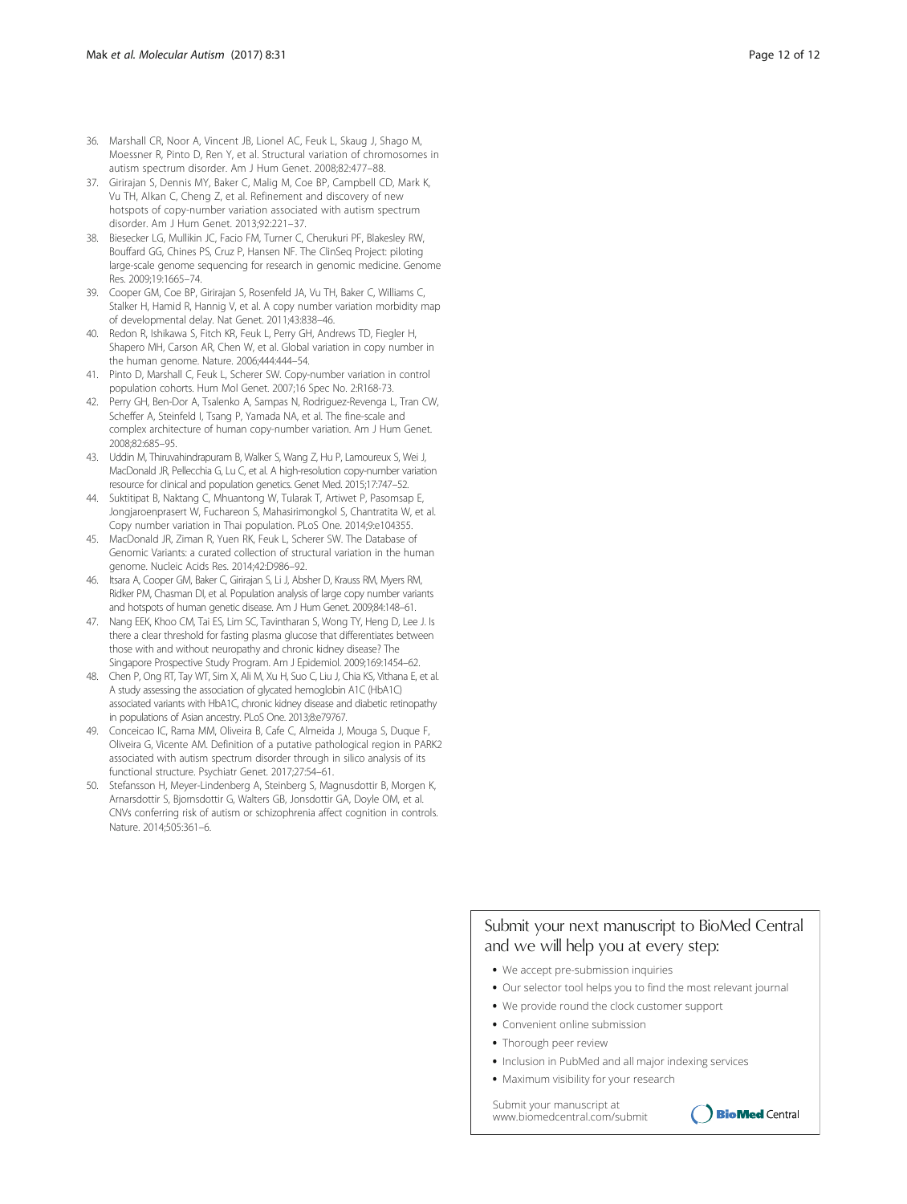36. Marshall CR, Noor A, Vincent JB, Lionel AC, Feuk L, Skaug J, Shago M, Moessner R, Pinto D, Ren Y, et al. Structural variation of chromosomes in autism spectrum disorder. Am J Hum Genet. 2008;82:477–88.
37. Girirajan S, Dennis MY, Baker C, Malig M, Coe BP, Campbell CD, Mark K, Vu TH, Alkan C, Cheng Z, et al. Refinement and discovery of new hotspots of copy-number variation associated with autism spectrum disorder. Am J Hum Genet. 2013;92:221–37.
38. Biesecker LG, Mullikin JC, Facio FM, Turner C, Cherukuri PF, Blakesley RW, Bouffard GG, Chines PS, Cruz P, Hansen NF. The ClinSeq Project: piloting large-scale genome sequencing for research in genomic medicine. Genome Res. 2009;19:1665–74.
39. Cooper GM, Coe BP, Girirajan S, Rosenfeld JA, Vu TH, Baker C, Williams C, Stalker H, Hamid R, Hannig V, et al. A copy number variation morbidity map of developmental delay. Nat Genet. 2011;43:838–46.
40. Redon R, Ishikawa S, Fitch KR, Feuk L, Perry GH, Andrews TD, Fiegler H, Shapero MH, Carson AR, Chen W, et al. Global variation in copy number in the human genome. Nature. 2006;444:444–54.
41. Pinto D, Marshall C, Feuk L, Scherer SW. Copy-number variation in control population cohorts. Hum Mol Genet. 2007;16 Spec No. 2:R168-73.
42. Perry GH, Ben-Dor A, Tsalenko A, Sampas N, Rodriguez-Revenga L, Tran CW, Scheffer A, Steinfeld I, Tsang P, Yamada NA, et al. The fine-scale and complex architecture of human copy-number variation. Am J Hum Genet. 2008;82:685–95.
43. Uddin M, Thiruvahindrapuram B, Walker S, Wang Z, Hu P, Lamoureux S, Wei J, MacDonald JR, Pellecchia G, Lu C, et al. A high-resolution copy-number variation resource for clinical and population genetics. Genet Med. 2015;17:747–52.
44. Suktitipat B, Naktang C, Mhuantong W, Tularak T, Artiwet P, Pasomsap E, Jongjaroenprasert W, Fuchareon S, Mahasirimongkol S, Chantratita W, et al. Copy number variation in Thai population. PLoS One. 2014;9:e104355.
45. MacDonald JR, Ziman R, Yuen RK, Feuk L, Scherer SW. The Database of Genomic Variants: a curated collection of structural variation in the human genome. Nucleic Acids Res. 2014;42:D986–92.
46. Itsara A, Cooper GM, Baker C, Girirajan S, Li J, Absher D, Krauss RM, Myers RM, Ridker PM, Chasman DI, et al. Population analysis of large copy number variants and hotspots of human genetic disease. Am J Hum Genet. 2009;84:148–61.
47. Nang EEK, Khoo CM, Tai ES, Lim SC, Tavintharan S, Wong TY, Heng D, Lee J. Is there a clear threshold for fasting plasma glucose that differentiates between those with and without neuropathy and chronic kidney disease? The Singapore Prospective Study Program. Am J Epidemiol. 2009;169:1454–62.
48. Chen P, Ong RT, Tay WT, Sim X, Ali M, Xu H, Suo C, Liu J, Chia KS, Vithana E, et al. A study assessing the association of glycated hemoglobin A1C (HbA1C) associated variants with HbA1C, chronic kidney disease and diabetic retinopathy in populations of Asian ancestry. PLoS One. 2013;8:e79767.
49. Conceicao IC, Rama MM, Oliveira B, Cafe C, Almeida J, Mouga S, Duque F, Oliveira G, Vicente AM. Definition of a putative pathological region in PARK2 associated with autism spectrum disorder through in silico analysis of its functional structure. Psychiatr Genet. 2017;27:54–61.
50. Stefansson H, Meyer-Lindenberg A, Steinberg S, Magnusdottir B, Morgen K, Arnarsdottir S, Bjornsdottir G, Walters GB, Jonsdottir GA, Doyle OM, et al. CNVs conferring risk of autism or schizophrenia affect cognition in controls. Nature. 2014;505:361–6.

Submit your next manuscript to BioMed Central and we will help you at every step:

- We accept pre-submission inquiries
- Our selector tool helps you to find the most relevant journal
- We provide round the clock customer support
- Convenient online submission
- Thorough peer review
- Inclusion in PubMed and all major indexing services
- Maximum visibility for your research

Submit your manuscript at www.biomedcentral.com/submit

BioMed Central